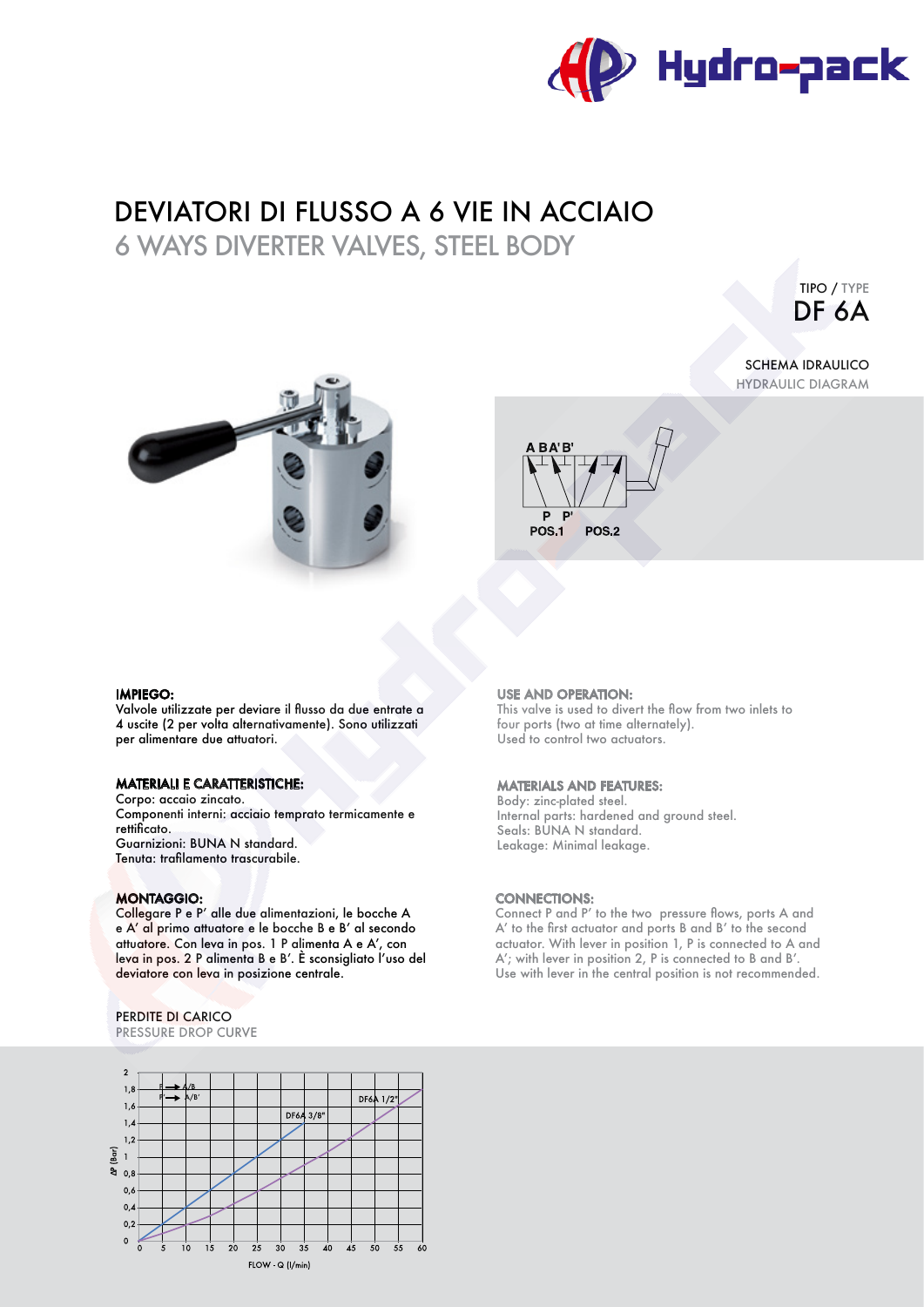# DEVIATORI DI FLUSSO A 6 VIE IN ACCIAIO

## 6 WAYS DIVERTER VALVES, STEEL BODY

TIPO / TYPE

**DF 6A**

SCHEMA IDRAULICO
HYDRAULIC DIAGRAM

A BA'B'

P P'

POS.1 POS.2

### IMPIEGO:

Valvole utilizzate per deviare il flusso da due entrate a 4 uscite (2 per volta alternativamente). Sono utilizzati per alimentare due attuatori.

### USE AND OPERATION:

This valve is used to divert the flow from two inlets to four ports (two at time alternately).
Used to control two actuators.

### MATERIALI E CARATTERISTICHE:

Corpo: acciaio zincato.
Componenti interni: acciaio temprato termicamente e rettificato.
Guarnizioni: BUNA N standard.
Tenuta: trafilamento trascurabile.

### MATERIALS AND FEATURES:

Body: zinc-plated steel.
Internal parts: hardened and ground steel.
Seals: BUNA N standard.
Leakage: Minimal leakage.

### MONTAGGIO:

Collegare P e P' alle due alimentazioni, le bocche A e A' al primo attuatore e le bocche B e B' al secondo attuatore. Con leva in pos. 1 P alimenta A e A', con leva in pos. 2 P alimenta B e B'. È sconsigliato l'uso del deviatore con leva in posizione centrale.

### CONNECTIONS:

Connect P and P' to the two pressure flows, ports A and A' to the first actuator and ports B and B' to the second actuator. With lever in position 1, P is connected to A and A'; with lever in position 2, P is connected to B and B'.
Use with lever in the central position is not recommended.

PERDITE DI CARICO
PRESSURE DROP CURVE

P → A/B
P' → A/B'

DF6A 3/8"
DF6A 1/2"

ΔP (Bar)

FLOW - Q (l/min)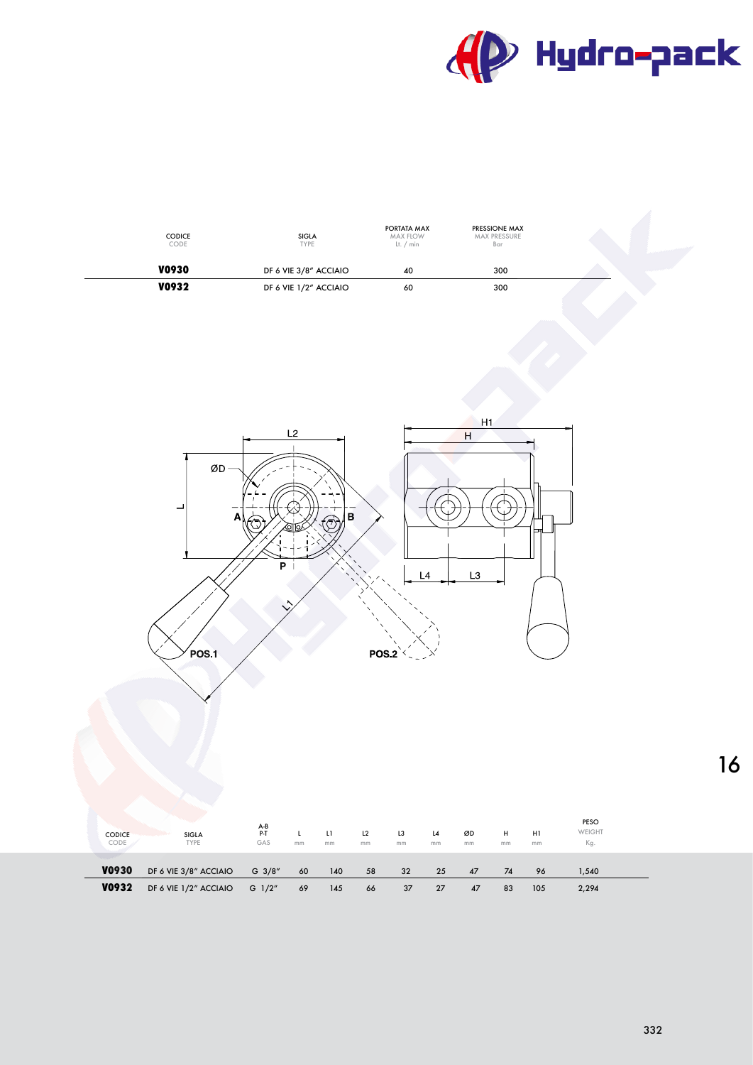| CODICE CODE | SIGLA TYPE | PORTATA MAX MAX FLOW Lt. / min | PRESSIONE MAX MAX PRESSURE Bar |
|---|---|---|---|
| **V0930** | DF 6 VIE 3/8" ACCIAIO | 40 | 300 |
| **V0932** | DF 6 VIE 1/2" ACCIAIO | 60 | 300 |

L2
ØD
L
A
B
P
L1
POS.1
POS.2
H1
H
L4
L3

| CODICE CODE | SIGLA TYPE | A-B P-T GAS | L mm | L1 mm | L2 mm | L3 mm | L4 mm | ØD mm | H mm | H1 mm | PESO WEIGHT Kg. |
|---|---|---|---|---|---|---|---|---|---|---|---|
| **V0930** | DF 6 VIE 3/8" ACCIAIO | G 3/8" | 60 | 140 | 58 | 32 | 25 | 47 | 74 | 96 | 1,540 |
| **V0932** | DF 6 VIE 1/2" ACCIAIO | G 1/2" | 69 | 145 | 66 | 37 | 27 | 47 | 83 | 105 | 2,294 |